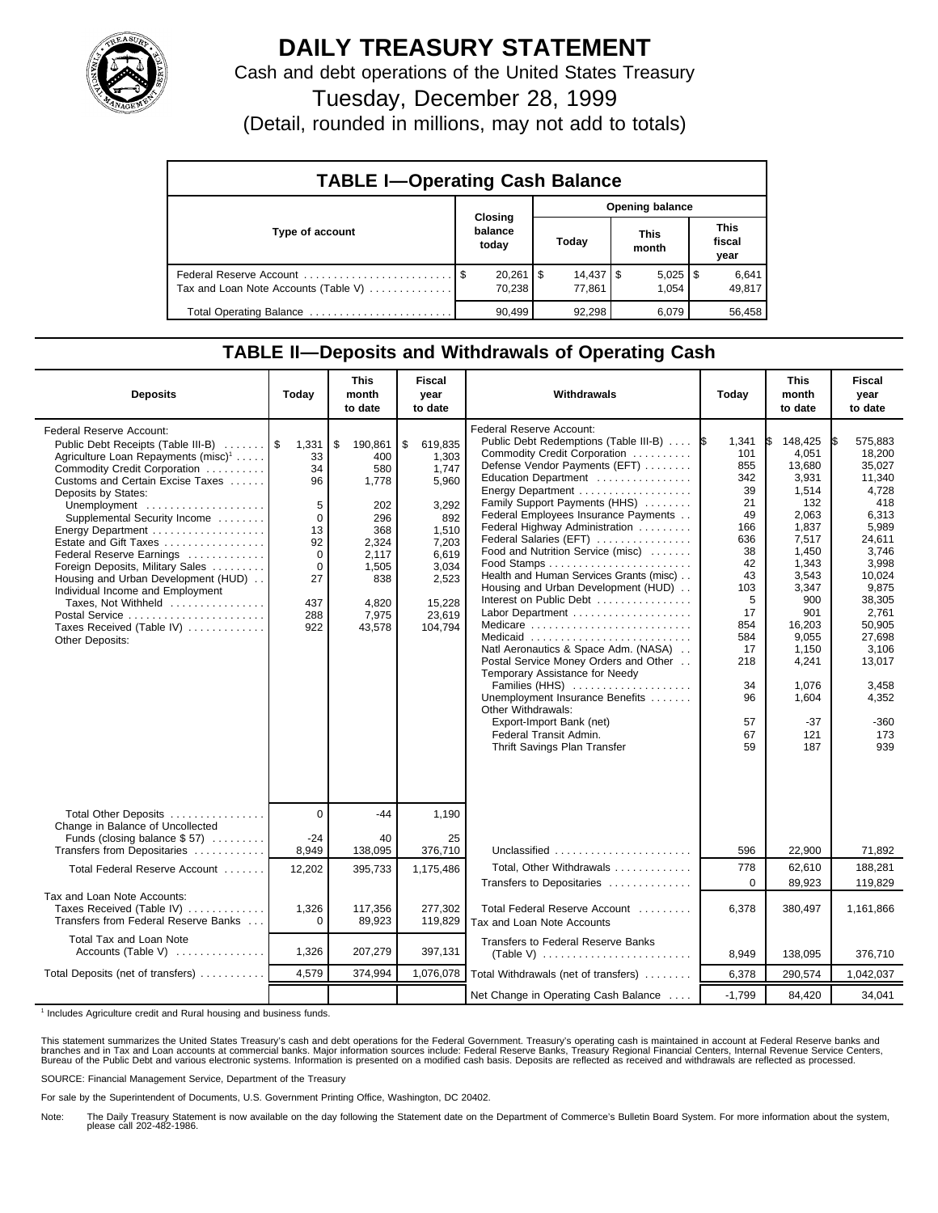# DAILY TREASURY STATEMENT

Cash and debt operations of the United States Treasury

Tuesday, December 28, 1999

(Detail, rounded in millions, may not add to totals)

## TABLE I—Operating Cash Balance

| Type of account | Closing balance today | Opening balance Today | This month | This fiscal year |
|---|---|---|---|---|
| Federal Reserve Account | $ 20,261 | $ 14,437 | $ 5,025 | $ 6,641 |
| Tax and Loan Note Accounts (Table V) | 70,238 | 77,861 | 1,054 | 49,817 |
| Total Operating Balance | 90,499 | 92,298 | 6,079 | 56,458 |

## TABLE II—Deposits and Withdrawals of Operating Cash

| Deposits | Today | This month to date | Fiscal year to date |
|---|---|---|---|
| Federal Reserve Account: | | | |
| Public Debt Receipts (Table III-B) | $ 1,331 | $ 190,861 | $ 619,835 |
| Agriculture Loan Repayments (misc)[1] | 33 | 400 | 1,303 |
| Commodity Credit Corporation | 34 | 580 | 1,747 |
| Customs and Certain Excise Taxes | 96 | 1,778 | 5,960 |
| Deposits by States: | | | |
| Unemployment | 5 | 202 | 3,292 |
| Supplemental Security Income | 0 | 296 | 892 |
| Energy Department | 13 | 368 | 1,510 |
| Estate and Gift Taxes | 92 | 2,324 | 7,203 |
| Federal Reserve Earnings | 0 | 2,117 | 6,619 |
| Foreign Deposits, Military Sales | 0 | 1,505 | 3,034 |
| Housing and Urban Development (HUD) | 27 | 838 | 2,523 |
| Individual Income and Employment Taxes, Not Withheld | 437 | 4,820 | 15,228 |
| Postal Service | 288 | 7,975 | 23,619 |
| Taxes Received (Table IV) | 922 | 43,578 | 104,794 |
| Other Deposits: | | | |
| Total Other Deposits | 0 | -44 | 1,190 |
| Change in Balance of Uncollected Funds (closing balance $ 57) | -24 | 40 | 25 |
| Transfers from Depositaries | 8,949 | 138,095 | 376,710 |
| Total Federal Reserve Account | 12,202 | 395,733 | 1,175,486 |
| Tax and Loan Note Accounts: | | | |
| Taxes Received (Table IV) | 1,326 | 117,356 | 277,302 |
| Transfers from Federal Reserve Banks | 0 | 89,923 | 119,829 |
| Total Tax and Loan Note Accounts (Table V) | 1,326 | 207,279 | 397,131 |
| Total Deposits (net of transfers) | 4,579 | 374,994 | 1,076,078 |

| Withdrawals | Today | This month to date | Fiscal year to date |
|---|---|---|---|
| Federal Reserve Account: | | | |
| Public Debt Redemptions (Table III-B) | $ 1,341 | $ 148,425 | $ 575,883 |
| Commodity Credit Corporation | 101 | 4,051 | 18,200 |
| Defense Vendor Payments (EFT) | 855 | 13,680 | 35,027 |
| Education Department | 342 | 3,931 | 11,340 |
| Energy Department | 39 | 1,514 | 4,728 |
| Family Support Payments (HHS) | 21 | 132 | 418 |
| Federal Employees Insurance Payments | 49 | 2,063 | 6,313 |
| Federal Highway Administration | 166 | 1,837 | 5,989 |
| Federal Salaries (EFT) | 636 | 7,517 | 24,611 |
| Food and Nutrition Service (misc) | 38 | 1,450 | 3,746 |
| Food Stamps | 42 | 1,343 | 3,998 |
| Health and Human Services Grants (misc) | 43 | 3,543 | 10,024 |
| Housing and Urban Development (HUD) | 103 | 3,347 | 9,875 |
| Interest on Public Debt | 5 | 900 | 38,305 |
| Labor Department | 17 | 901 | 2,761 |
| Medicare | 854 | 16,203 | 50,905 |
| Medicaid | 584 | 9,055 | 27,698 |
| Natl Aeronautics & Space Adm. (NASA) | 17 | 1,150 | 3,106 |
| Postal Service Money Orders and Other | 218 | 4,241 | 13,017 |
| Temporary Assistance for Needy Families (HHS) | 34 | 1,076 | 3,458 |
| Unemployment Insurance Benefits | 96 | 1,604 | 4,352 |
| Other Withdrawals: | | | |
| Export-Import Bank (net) | 57 | -37 | -360 |
| Federal Transit Admin. | 67 | 121 | 173 |
| Thrift Savings Plan Transfer | 59 | 187 | 939 |
| Unclassified | 596 | 22,900 | 71,892 |
| Total, Other Withdrawals | 778 | 62,610 | 188,281 |
| Transfers to Depositaries | 0 | 89,923 | 119,829 |
| Total Federal Reserve Account | 6,378 | 380,497 | 1,161,866 |
| Tax and Loan Note Accounts | | | |
| Transfers to Federal Reserve Banks (Table V) | 8,949 | 138,095 | 376,710 |
| Total Withdrawals (net of transfers) | 6,378 | 290,574 | 1,042,037 |
| Net Change in Operating Cash Balance | -1,799 | 84,420 | 34,041 |

[1] Includes Agriculture credit and Rural housing and business funds.

This statement summarizes the United States Treasury's cash and debt operations for the Federal Government. Treasury's operating cash is maintained in account at Federal Reserve banks and branches and in Tax and Loan accounts at commercial banks. Major information sources include: Federal Reserve Banks, Treasury Regional Financial Centers, Internal Revenue Service Centers, Bureau of the Public Debt and various electronic systems. Information is presented on a modified cash basis. Deposits are reflected as received and withdrawals are reflected as processed.

SOURCE: Financial Management Service, Department of the Treasury

For sale by the Superintendent of Documents, U.S. Government Printing Office, Washington, DC 20402.

Note: The Daily Treasury Statement is now available on the day following the Statement date on the Department of Commerce's Bulletin Board System. For more information about the system, please call 202-482-1986.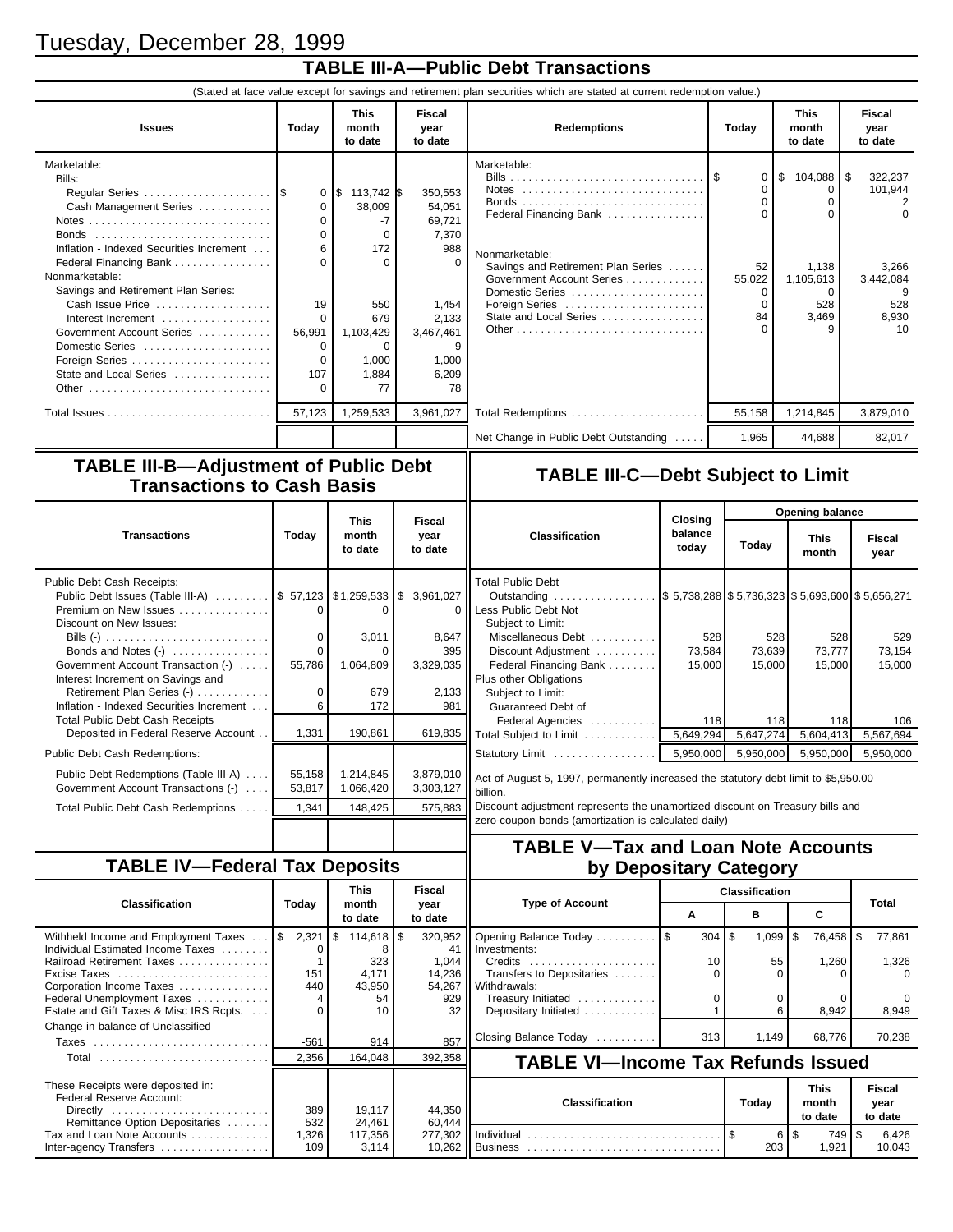Tuesday, December 28, 1999

## TABLE III-A—Public Debt Transactions

(Stated at face value except for savings and retirement plan securities which are stated at current redemption value.)

| Issues | Today | This month to date | Fiscal year to date | Redemptions | Today | This month to date | Fiscal year to date |
|---|---|---|---|---|---|---|---|
| Marketable: | | | | Marketable: | | | |
| Bills: | | | | Bills | $ 0 | $ 104,088 | $ 322,237 |
| Regular Series | $ 0 | $ 113,742 | $ 350,553 | Notes | 0 | 0 | 101,944 |
| Cash Management Series | 0 | 38,009 | 54,051 | Bonds | 0 | 0 | 2 |
| Notes | 0 | -7 | 69,721 | Federal Financing Bank | 0 | 0 | 0 |
| Bonds | 0 | 0 | 7,370 | | | | |
| Inflation - Indexed Securities Increment | 6 | 172 | 988 | Nonmarketable: | | | |
| Federal Financing Bank | 0 | 0 | 0 | Savings and Retirement Plan Series | 52 | 1,138 | 3,266 |
| Nonmarketable: | | | | Government Account Series | 55,022 | 1,105,613 | 3,442,084 |
| Savings and Retirement Plan Series: | | | | Domestic Series | 0 | 0 | 9 |
| Cash Issue Price | 19 | 550 | 1,454 | Foreign Series | 0 | 528 | 528 |
| Interest Increment | 0 | 679 | 2,133 | State and Local Series | 84 | 3,469 | 8,930 |
| Government Account Series | 56,991 | 1,103,429 | 3,467,461 | Other | 0 | 9 | 10 |
| Domestic Series | 0 | 0 | 9 | | | | |
| Foreign Series | 0 | 1,000 | 1,000 | | | | |
| State and Local Series | 107 | 1,884 | 6,209 | | | | |
| Other | 0 | 77 | 78 | | | | |
| Total Issues | 57,123 | 1,259,533 | 3,961,027 | Total Redemptions | 55,158 | 1,214,845 | 3,879,010 |
| | | | | Net Change in Public Debt Outstanding | 1,965 | 44,688 | 82,017 |

## TABLE III-B—Adjustment of Public Debt Transactions to Cash Basis

| Transactions | Today | This month to date | Fiscal year to date |
|---|---|---|---|
| Public Debt Cash Receipts: | | | |
| Public Debt Issues (Table III-A) | $ 57,123 | $1,259,533 | $ 3,961,027 |
| Premium on New Issues | 0 | 0 | 0 |
| Discount on New Issues: | | | |
| Bills (-) | 0 | 3,011 | 8,647 |
| Bonds and Notes (-) | 0 | 0 | 395 |
| Government Account Transaction (-) | 55,786 | 1,064,809 | 3,329,035 |
| Interest Increment on Savings and Retirement Plan Series (-) | 0 | 679 | 2,133 |
| Inflation - Indexed Securities Increment | 6 | 172 | 981 |
| Total Public Debt Cash Receipts Deposited in Federal Reserve Account | 1,331 | 190,861 | 619,835 |
| Public Debt Cash Redemptions: | | | |
| Public Debt Redemptions (Table III-A) | 55,158 | 1,214,845 | 3,879,010 |
| Government Account Transactions (-) | 53,817 | 1,066,420 | 3,303,127 |
| Total Public Debt Cash Redemptions | 1,341 | 148,425 | 575,883 |

## TABLE III-C—Debt Subject to Limit

| Classification | Closing balance today | Opening balance | | |
|---|---|---|---|---|
| | | Today | This month | Fiscal year |
| Total Public Debt Outstanding | $ 5,738,288 | $ 5,736,323 | $ 5,693,600 | $ 5,656,271 |
| Less Public Debt Not Subject to Limit: | | | | |
| Miscellaneous Debt | 528 | 528 | 528 | 529 |
| Discount Adjustment | 73,584 | 73,639 | 73,777 | 73,154 |
| Federal Financing Bank | 15,000 | 15,000 | 15,000 | 15,000 |
| Plus other Obligations Subject to Limit: | | | | |
| Guaranteed Debt of Federal Agencies | 118 | 118 | 118 | 106 |
| Total Subject to Limit | 5,649,294 | 5,647,274 | 5,604,413 | 5,567,694 |
| Statutory Limit | 5,950,000 | 5,950,000 | 5,950,000 | 5,950,000 |

Act of August 5, 1997, permanently increased the statutory debt limit to $5,950.00 billion.

Discount adjustment represents the unamortized discount on Treasury bills and zero-coupon bonds (amortization is calculated daily)

## TABLE IV—Federal Tax Deposits

| Classification | Today | This month to date | Fiscal year to date |
|---|---|---|---|
| Withheld Income and Employment Taxes | $ 2,321 | $ 114,618 | $ 320,952 |
| Individual Estimated Income Taxes | 0 | 8 | 41 |
| Railroad Retirement Taxes | 1 | 323 | 1,044 |
| Excise Taxes | 151 | 4,171 | 14,236 |
| Corporation Income Taxes | 440 | 43,950 | 54,267 |
| Federal Unemployment Taxes | 4 | 54 | 929 |
| Estate and Gift Taxes & Misc IRS Rcpts. | 0 | 10 | 32 |
| Change in balance of Unclassified Taxes | -561 | 914 | 857 |
| Total | 2,356 | 164,048 | 392,358 |
| These Receipts were deposited in: | | | |
| Federal Reserve Account: | | | |
| Directly | 389 | 19,117 | 44,350 |
| Remittance Option Depositaries | 532 | 24,461 | 60,444 |
| Tax and Loan Note Accounts | 1,326 | 117,356 | 277,302 |
| Inter-agency Transfers | 109 | 3,114 | 10,262 |

## TABLE V—Tax and Loan Note Accounts by Depositary Category

| Type of Account | Classification | | | Total |
|---|---|---|---|---|
| | A | B | C | |
| Opening Balance Today | $ 304 | $ 1,099 | $ 76,458 | $ 77,861 |
| Investments: | | | | |
| Credits | 10 | 55 | 1,260 | 1,326 |
| Transfers to Depositaries | 0 | 0 | 0 | 0 |
| Withdrawals: | | | | |
| Treasury Initiated | 0 | 0 | 0 | 0 |
| Depositary Initiated | 1 | 6 | 8,942 | 8,949 |
| Closing Balance Today | 313 | 1,149 | 68,776 | 70,238 |

## TABLE VI—Income Tax Refunds Issued

| Classification | Today | This month to date | Fiscal year to date |
|---|---|---|---|
| Individual | $ 6 | $ 749 | $ 6,426 |
| Business | 203 | 1,921 | 10,043 |